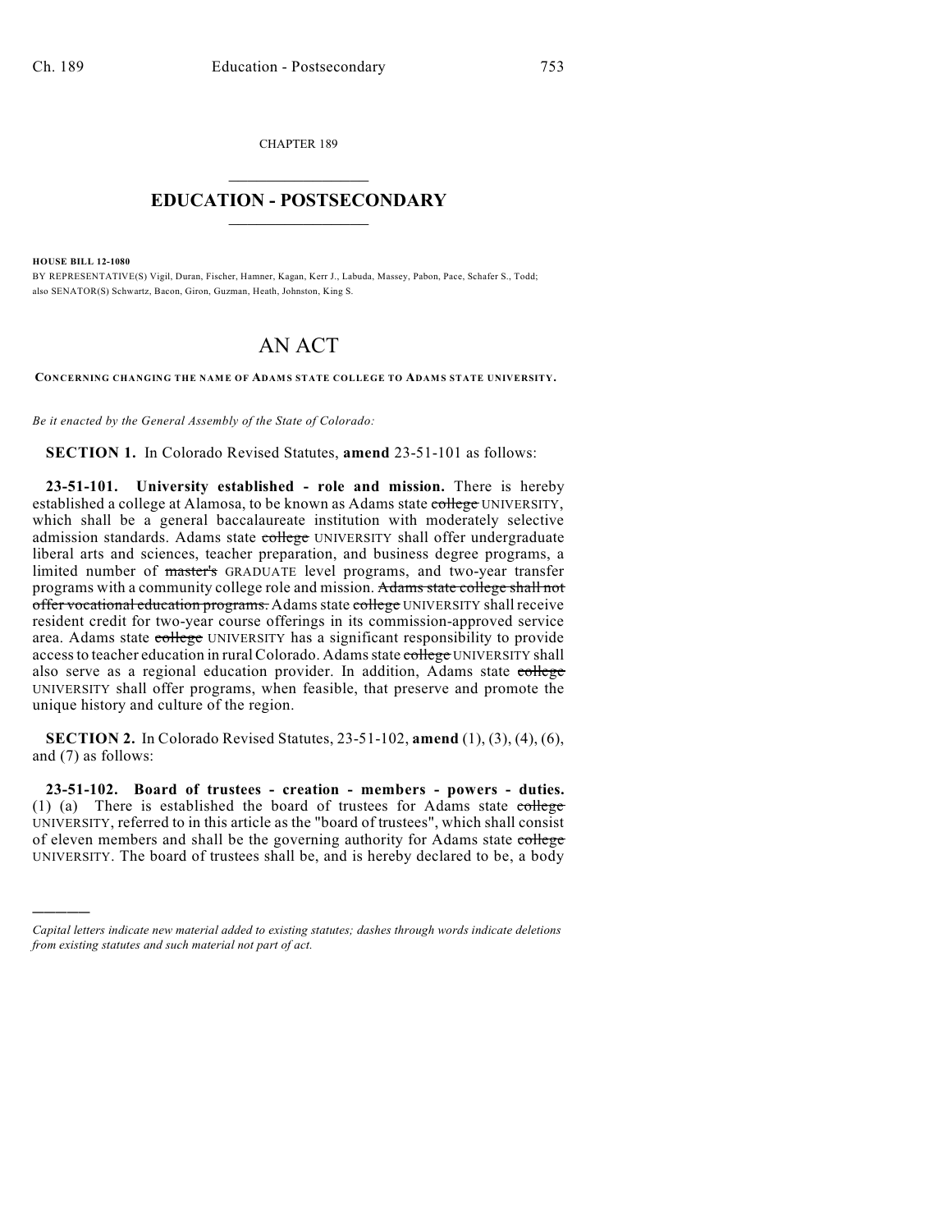CHAPTER 189

# EDUCATION - POSTSECONDARY

**HOUSE BILL 12-1080**

BY REPRESENTATIVE(S) Vigil, Duran, Fischer, Hamner, Kagan, Kerr J., Labuda, Massey, Pabon, Pace, Schafer S., Todd; also SENATOR(S) Schwartz, Bacon, Giron, Guzman, Heath, Johnston, King S.

# AN ACT

**CONCERNING CHANGING THE NAME OF ADAMS STATE COLLEGE TO ADAMS STATE UNIVERSITY.**

*Be it enacted by the General Assembly of the State of Colorado:*

**SECTION 1.** In Colorado Revised Statutes, **amend** 23-51-101 as follows:

**23-51-101. University established - role and mission.** There is hereby established a college at Alamosa, to be known as Adams state ~~college~~ UNIVERSITY, which shall be a general baccalaureate institution with moderately selective admission standards. Adams state ~~college~~ UNIVERSITY shall offer undergraduate liberal arts and sciences, teacher preparation, and business degree programs, a limited number of ~~master's~~ GRADUATE level programs, and two-year transfer programs with a community college role and mission. ~~Adams state college shall not offer vocational education programs.~~ Adams state ~~college~~ UNIVERSITY shall receive resident credit for two-year course offerings in its commission-approved service area. Adams state ~~college~~ UNIVERSITY has a significant responsibility to provide access to teacher education in rural Colorado. Adams state ~~college~~ UNIVERSITY shall also serve as a regional education provider. In addition, Adams state ~~college~~ UNIVERSITY shall offer programs, when feasible, that preserve and promote the unique history and culture of the region.

**SECTION 2.** In Colorado Revised Statutes, 23-51-102, **amend** (1), (3), (4), (6), and (7) as follows:

**23-51-102. Board of trustees - creation - members - powers - duties.** (1) (a) There is established the board of trustees for Adams state ~~college~~ UNIVERSITY, referred to in this article as the "board of trustees", which shall consist of eleven members and shall be the governing authority for Adams state ~~college~~ UNIVERSITY. The board of trustees shall be, and is hereby declared to be, a body

*Capital letters indicate new material added to existing statutes; dashes through words indicate deletions from existing statutes and such material not part of act.*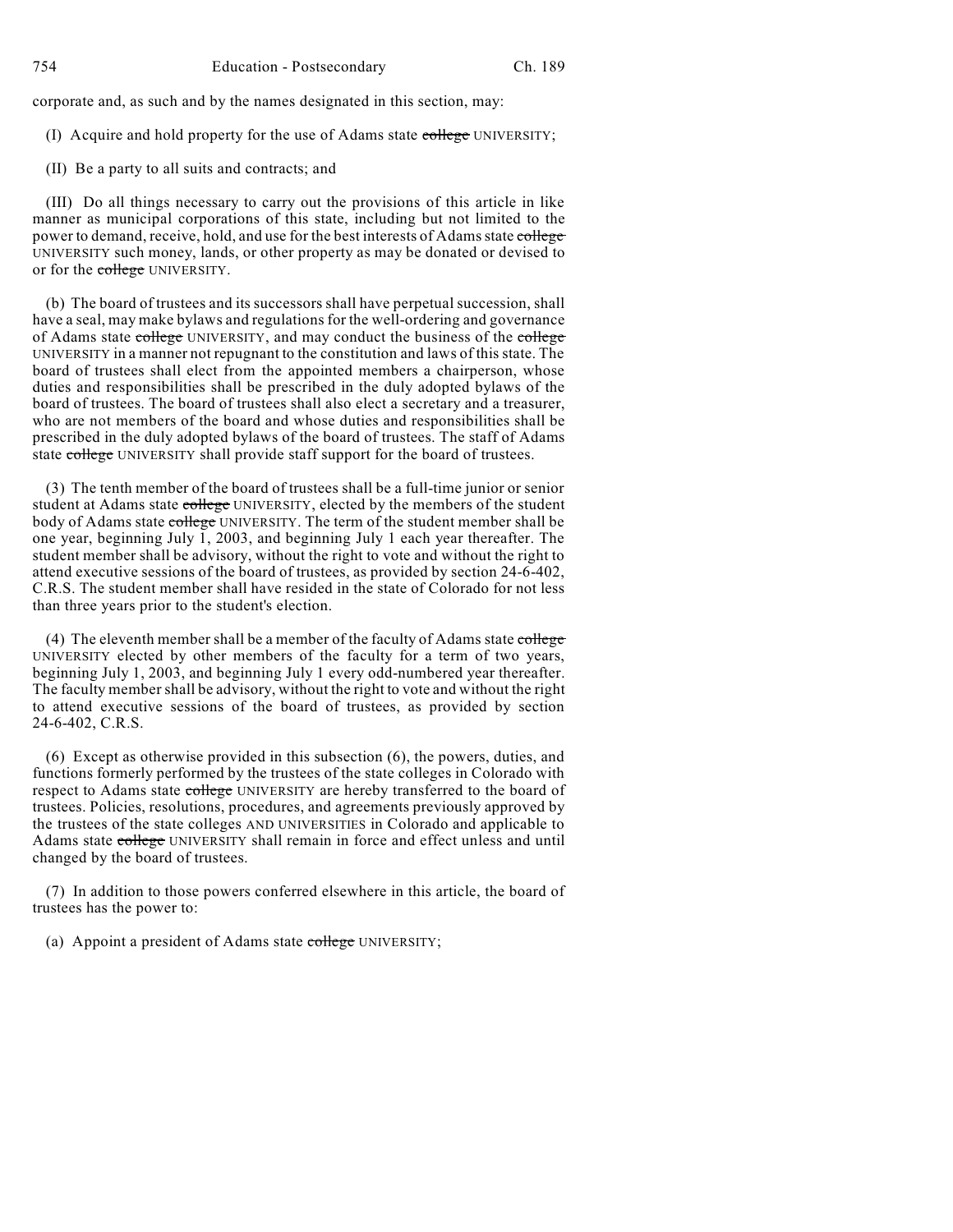corporate and, as such and by the names designated in this section, may:

(I) Acquire and hold property for the use of Adams state ~~college~~ UNIVERSITY;

(II) Be a party to all suits and contracts; and

(III) Do all things necessary to carry out the provisions of this article in like manner as municipal corporations of this state, including but not limited to the power to demand, receive, hold, and use for the best interests of Adams state ~~college~~ UNIVERSITY such money, lands, or other property as may be donated or devised to or for the ~~college~~ UNIVERSITY.

(b) The board of trustees and its successors shall have perpetual succession, shall have a seal, may make bylaws and regulations for the well-ordering and governance of Adams state ~~college~~ UNIVERSITY, and may conduct the business of the ~~college~~ UNIVERSITY in a manner not repugnant to the constitution and laws of this state. The board of trustees shall elect from the appointed members a chairperson, whose duties and responsibilities shall be prescribed in the duly adopted bylaws of the board of trustees. The board of trustees shall also elect a secretary and a treasurer, who are not members of the board and whose duties and responsibilities shall be prescribed in the duly adopted bylaws of the board of trustees. The staff of Adams state ~~college~~ UNIVERSITY shall provide staff support for the board of trustees.

(3) The tenth member of the board of trustees shall be a full-time junior or senior student at Adams state ~~college~~ UNIVERSITY, elected by the members of the student body of Adams state ~~college~~ UNIVERSITY. The term of the student member shall be one year, beginning July 1, 2003, and beginning July 1 each year thereafter. The student member shall be advisory, without the right to vote and without the right to attend executive sessions of the board of trustees, as provided by section 24-6-402, C.R.S. The student member shall have resided in the state of Colorado for not less than three years prior to the student's election.

(4) The eleventh member shall be a member of the faculty of Adams state ~~college~~ UNIVERSITY elected by other members of the faculty for a term of two years, beginning July 1, 2003, and beginning July 1 every odd-numbered year thereafter. The faculty member shall be advisory, without the right to vote and without the right to attend executive sessions of the board of trustees, as provided by section 24-6-402, C.R.S.

(6) Except as otherwise provided in this subsection (6), the powers, duties, and functions formerly performed by the trustees of the state colleges in Colorado with respect to Adams state ~~college~~ UNIVERSITY are hereby transferred to the board of trustees. Policies, resolutions, procedures, and agreements previously approved by the trustees of the state colleges AND UNIVERSITIES in Colorado and applicable to Adams state ~~college~~ UNIVERSITY shall remain in force and effect unless and until changed by the board of trustees.

(7) In addition to those powers conferred elsewhere in this article, the board of trustees has the power to:

(a) Appoint a president of Adams state ~~college~~ UNIVERSITY;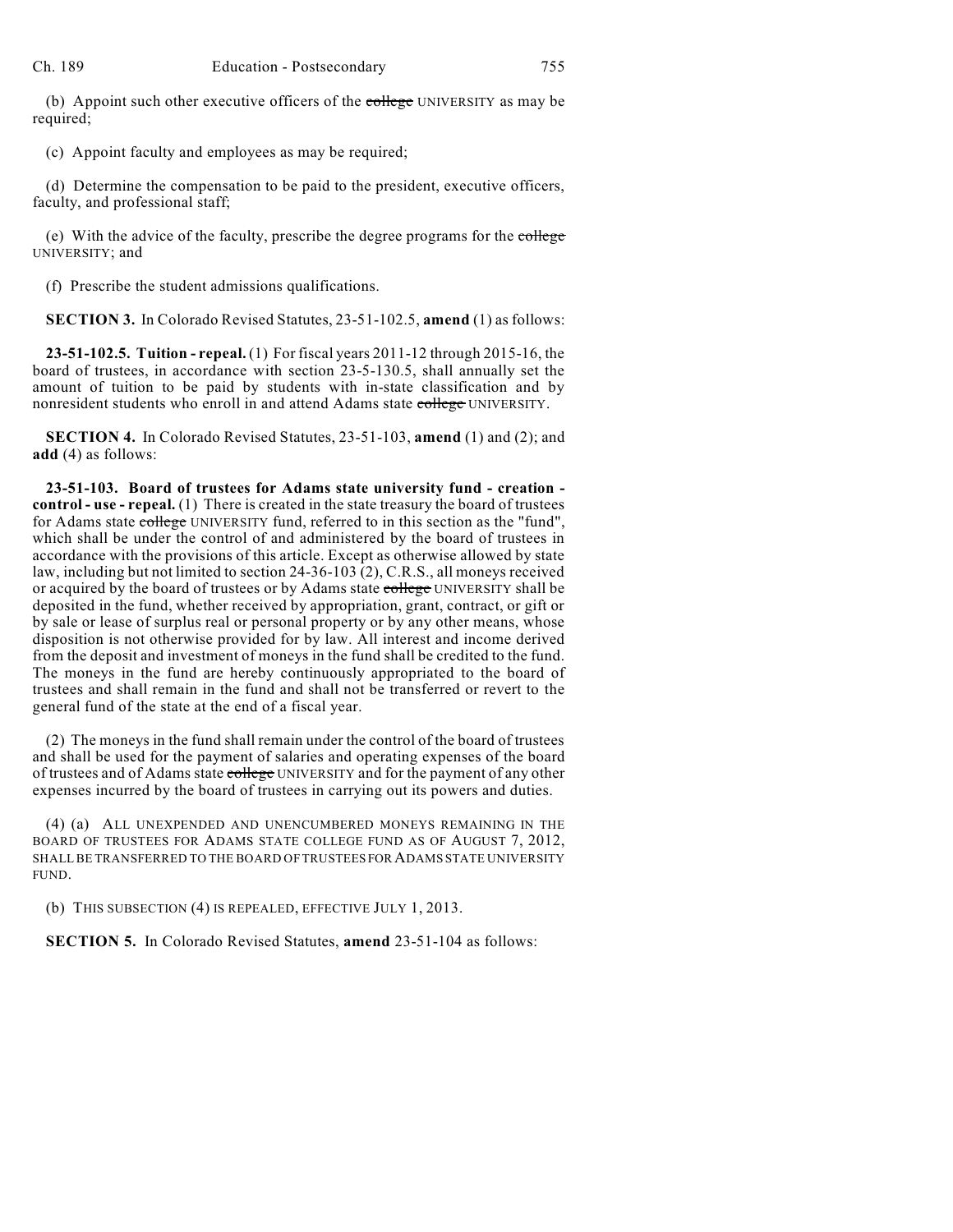(b) Appoint such other executive officers of the ~~college~~ UNIVERSITY as may be required;

(c) Appoint faculty and employees as may be required;

(d) Determine the compensation to be paid to the president, executive officers, faculty, and professional staff;

(e) With the advice of the faculty, prescribe the degree programs for the ~~college~~ UNIVERSITY; and

(f) Prescribe the student admissions qualifications.

**SECTION 3.** In Colorado Revised Statutes, 23-51-102.5, **amend** (1) as follows:

**23-51-102.5. Tuition - repeal.** (1) For fiscal years 2011-12 through 2015-16, the board of trustees, in accordance with section 23-5-130.5, shall annually set the amount of tuition to be paid by students with in-state classification and by nonresident students who enroll in and attend Adams state ~~college~~ UNIVERSITY.

**SECTION 4.** In Colorado Revised Statutes, 23-51-103, **amend** (1) and (2); and **add** (4) as follows:

**23-51-103. Board of trustees for Adams state university fund - creation - control - use - repeal.** (1) There is created in the state treasury the board of trustees for Adams state ~~college~~ UNIVERSITY fund, referred to in this section as the "fund", which shall be under the control of and administered by the board of trustees in accordance with the provisions of this article. Except as otherwise allowed by state law, including but not limited to section 24-36-103 (2), C.R.S., all moneys received or acquired by the board of trustees or by Adams state ~~college~~ UNIVERSITY shall be deposited in the fund, whether received by appropriation, grant, contract, or gift or by sale or lease of surplus real or personal property or by any other means, whose disposition is not otherwise provided for by law. All interest and income derived from the deposit and investment of moneys in the fund shall be credited to the fund. The moneys in the fund are hereby continuously appropriated to the board of trustees and shall remain in the fund and shall not be transferred or revert to the general fund of the state at the end of a fiscal year.

(2) The moneys in the fund shall remain under the control of the board of trustees and shall be used for the payment of salaries and operating expenses of the board of trustees and of Adams state ~~college~~ UNIVERSITY and for the payment of any other expenses incurred by the board of trustees in carrying out its powers and duties.

(4) (a) ALL UNEXPENDED AND UNENCUMBERED MONEYS REMAINING IN THE BOARD OF TRUSTEES FOR ADAMS STATE COLLEGE FUND AS OF AUGUST 7, 2012, SHALL BE TRANSFERRED TO THE BOARD OF TRUSTEES FOR ADAMS STATE UNIVERSITY FUND.

(b) THIS SUBSECTION (4) IS REPEALED, EFFECTIVE JULY 1, 2013.

**SECTION 5.** In Colorado Revised Statutes, **amend** 23-51-104 as follows: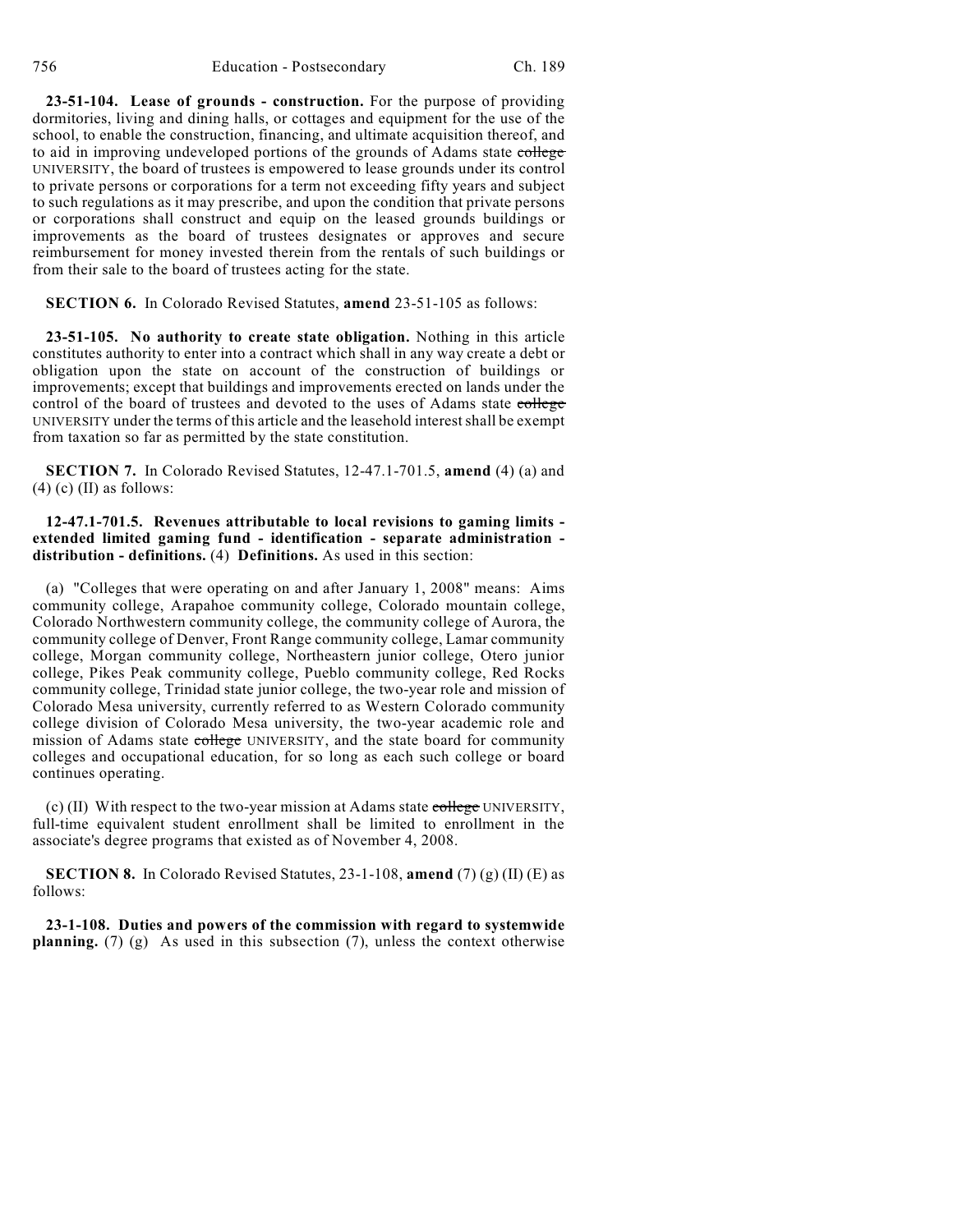**23-51-104. Lease of grounds - construction.** For the purpose of providing dormitories, living and dining halls, or cottages and equipment for the use of the school, to enable the construction, financing, and ultimate acquisition thereof, and to aid in improving undeveloped portions of the grounds of Adams state ~~college~~ UNIVERSITY, the board of trustees is empowered to lease grounds under its control to private persons or corporations for a term not exceeding fifty years and subject to such regulations as it may prescribe, and upon the condition that private persons or corporations shall construct and equip on the leased grounds buildings or improvements as the board of trustees designates or approves and secure reimbursement for money invested therein from the rentals of such buildings or from their sale to the board of trustees acting for the state.

**SECTION 6.** In Colorado Revised Statutes, **amend** 23-51-105 as follows:

**23-51-105. No authority to create state obligation.** Nothing in this article constitutes authority to enter into a contract which shall in any way create a debt or obligation upon the state on account of the construction of buildings or improvements; except that buildings and improvements erected on lands under the control of the board of trustees and devoted to the uses of Adams state ~~college~~ UNIVERSITY under the terms of this article and the leasehold interest shall be exempt from taxation so far as permitted by the state constitution.

**SECTION 7.** In Colorado Revised Statutes, 12-47.1-701.5, **amend** (4) (a) and (4) (c) (II) as follows:

**12-47.1-701.5. Revenues attributable to local revisions to gaming limits - extended limited gaming fund - identification - separate administration - distribution - definitions.** (4) **Definitions.** As used in this section:

(a) "Colleges that were operating on and after January 1, 2008" means: Aims community college, Arapahoe community college, Colorado mountain college, Colorado Northwestern community college, the community college of Aurora, the community college of Denver, Front Range community college, Lamar community college, Morgan community college, Northeastern junior college, Otero junior college, Pikes Peak community college, Pueblo community college, Red Rocks community college, Trinidad state junior college, the two-year role and mission of Colorado Mesa university, currently referred to as Western Colorado community college division of Colorado Mesa university, the two-year academic role and mission of Adams state ~~college~~ UNIVERSITY, and the state board for community colleges and occupational education, for so long as each such college or board continues operating.

(c) (II) With respect to the two-year mission at Adams state ~~college~~ UNIVERSITY, full-time equivalent student enrollment shall be limited to enrollment in the associate's degree programs that existed as of November 4, 2008.

**SECTION 8.** In Colorado Revised Statutes, 23-1-108, **amend** (7) (g) (II) (E) as follows:

**23-1-108. Duties and powers of the commission with regard to systemwide planning.** (7) (g) As used in this subsection (7), unless the context otherwise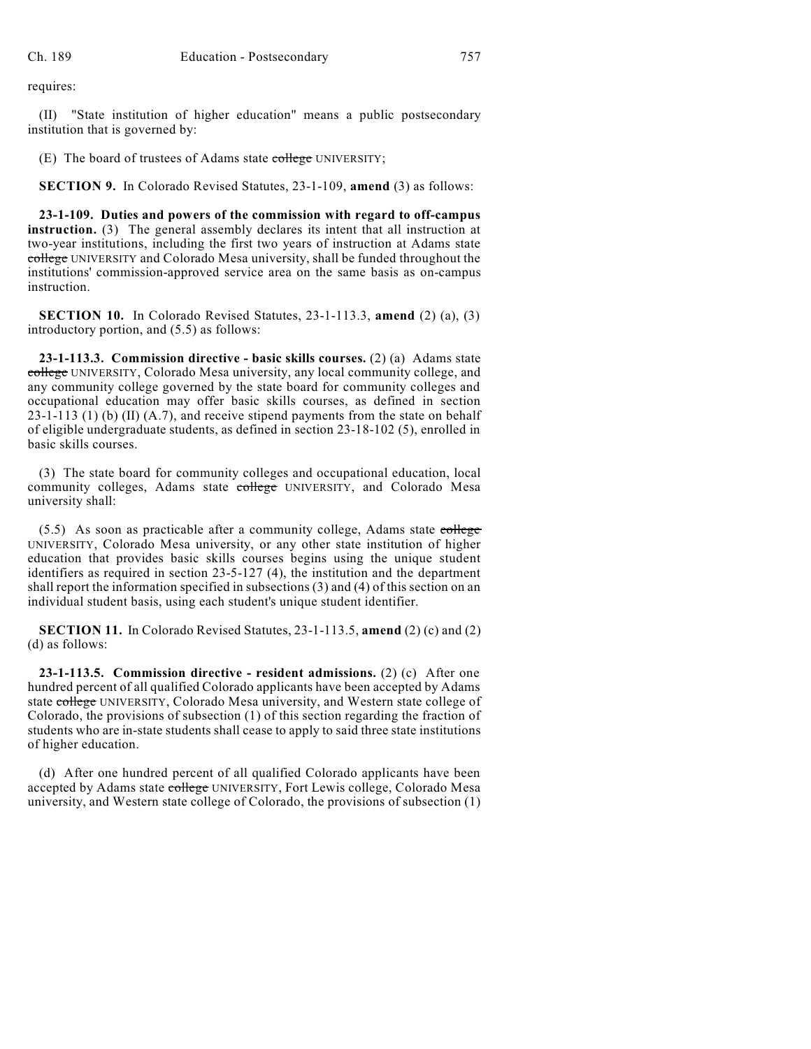requires:

(II) "State institution of higher education" means a public postsecondary institution that is governed by:

(E) The board of trustees of Adams state ~~college~~ UNIVERSITY;

**SECTION 9.** In Colorado Revised Statutes, 23-1-109, **amend** (3) as follows:

**23-1-109. Duties and powers of the commission with regard to off-campus instruction.** (3) The general assembly declares its intent that all instruction at two-year institutions, including the first two years of instruction at Adams state ~~college~~ UNIVERSITY and Colorado Mesa university, shall be funded throughout the institutions' commission-approved service area on the same basis as on-campus instruction.

**SECTION 10.** In Colorado Revised Statutes, 23-1-113.3, **amend** (2) (a), (3) introductory portion, and (5.5) as follows:

**23-1-113.3. Commission directive - basic skills courses.** (2) (a) Adams state ~~college~~ UNIVERSITY, Colorado Mesa university, any local community college, and any community college governed by the state board for community colleges and occupational education may offer basic skills courses, as defined in section 23-1-113 (1) (b) (II) (A.7), and receive stipend payments from the state on behalf of eligible undergraduate students, as defined in section 23-18-102 (5), enrolled in basic skills courses.

(3) The state board for community colleges and occupational education, local community colleges, Adams state ~~college~~ UNIVERSITY, and Colorado Mesa university shall:

(5.5) As soon as practicable after a community college, Adams state ~~college~~ UNIVERSITY, Colorado Mesa university, or any other state institution of higher education that provides basic skills courses begins using the unique student identifiers as required in section 23-5-127 (4), the institution and the department shall report the information specified in subsections (3) and (4) of this section on an individual student basis, using each student's unique student identifier.

**SECTION 11.** In Colorado Revised Statutes, 23-1-113.5, **amend** (2) (c) and (2) (d) as follows:

**23-1-113.5. Commission directive - resident admissions.** (2) (c) After one hundred percent of all qualified Colorado applicants have been accepted by Adams state ~~college~~ UNIVERSITY, Colorado Mesa university, and Western state college of Colorado, the provisions of subsection (1) of this section regarding the fraction of students who are in-state students shall cease to apply to said three state institutions of higher education.

(d) After one hundred percent of all qualified Colorado applicants have been accepted by Adams state ~~college~~ UNIVERSITY, Fort Lewis college, Colorado Mesa university, and Western state college of Colorado, the provisions of subsection (1)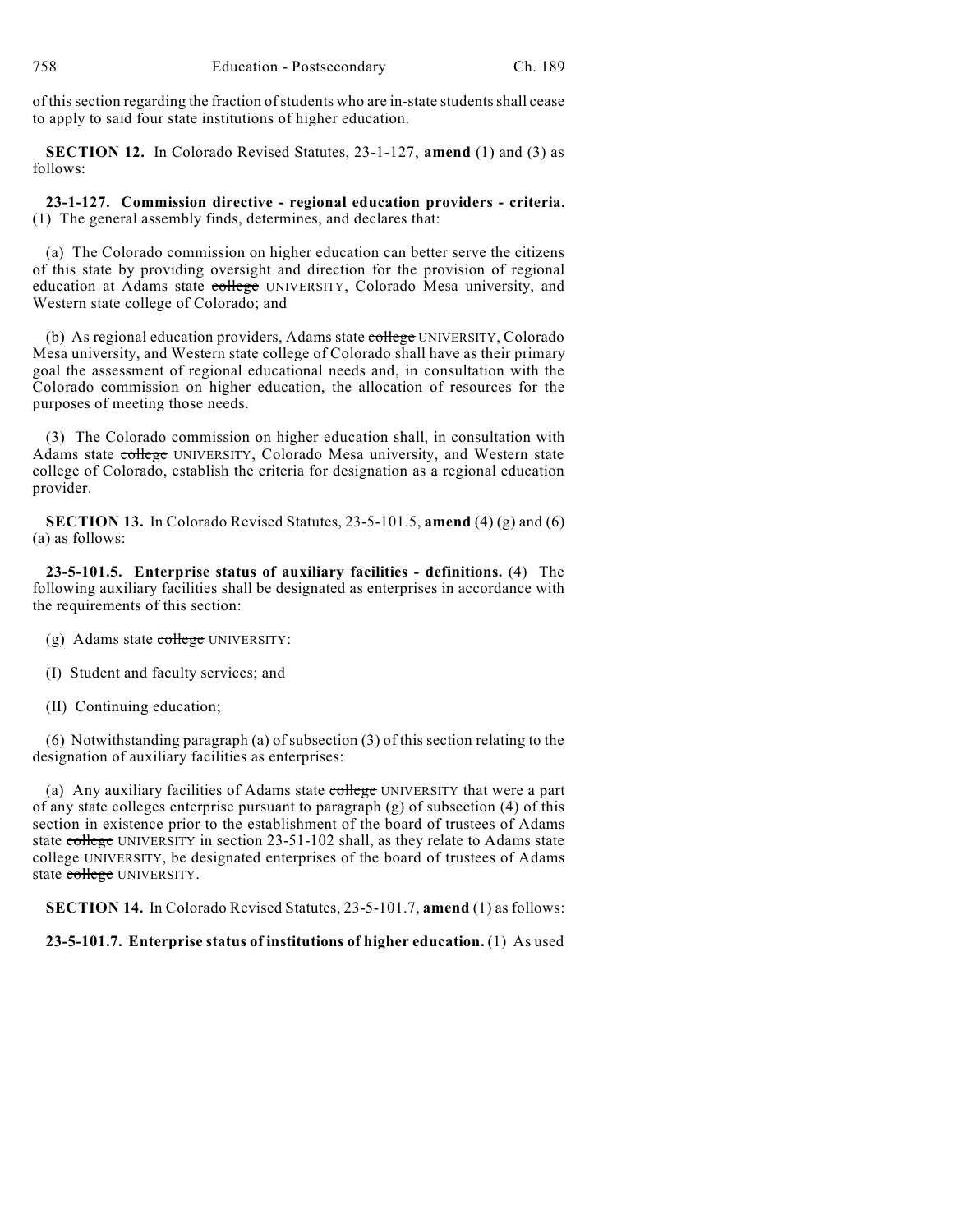of this section regarding the fraction of students who are in-state students shall cease to apply to said four state institutions of higher education.

**SECTION 12.** In Colorado Revised Statutes, 23-1-127, **amend** (1) and (3) as follows:

**23-1-127. Commission directive - regional education providers - criteria.** (1) The general assembly finds, determines, and declares that:

(a) The Colorado commission on higher education can better serve the citizens of this state by providing oversight and direction for the provision of regional education at Adams state ~~college~~ UNIVERSITY, Colorado Mesa university, and Western state college of Colorado; and

(b) As regional education providers, Adams state ~~college~~ UNIVERSITY, Colorado Mesa university, and Western state college of Colorado shall have as their primary goal the assessment of regional educational needs and, in consultation with the Colorado commission on higher education, the allocation of resources for the purposes of meeting those needs.

(3) The Colorado commission on higher education shall, in consultation with Adams state ~~college~~ UNIVERSITY, Colorado Mesa university, and Western state college of Colorado, establish the criteria for designation as a regional education provider.

**SECTION 13.** In Colorado Revised Statutes, 23-5-101.5, **amend** (4) (g) and (6) (a) as follows:

**23-5-101.5. Enterprise status of auxiliary facilities - definitions.** (4) The following auxiliary facilities shall be designated as enterprises in accordance with the requirements of this section:

(g) Adams state ~~college~~ UNIVERSITY:

(I) Student and faculty services; and

(II) Continuing education;

(6) Notwithstanding paragraph (a) of subsection (3) of this section relating to the designation of auxiliary facilities as enterprises:

(a) Any auxiliary facilities of Adams state ~~college~~ UNIVERSITY that were a part of any state colleges enterprise pursuant to paragraph (g) of subsection (4) of this section in existence prior to the establishment of the board of trustees of Adams state ~~college~~ UNIVERSITY in section 23-51-102 shall, as they relate to Adams state ~~college~~ UNIVERSITY, be designated enterprises of the board of trustees of Adams state ~~college~~ UNIVERSITY.

**SECTION 14.** In Colorado Revised Statutes, 23-5-101.7, **amend** (1) as follows:

**23-5-101.7. Enterprise status of institutions of higher education.** (1) As used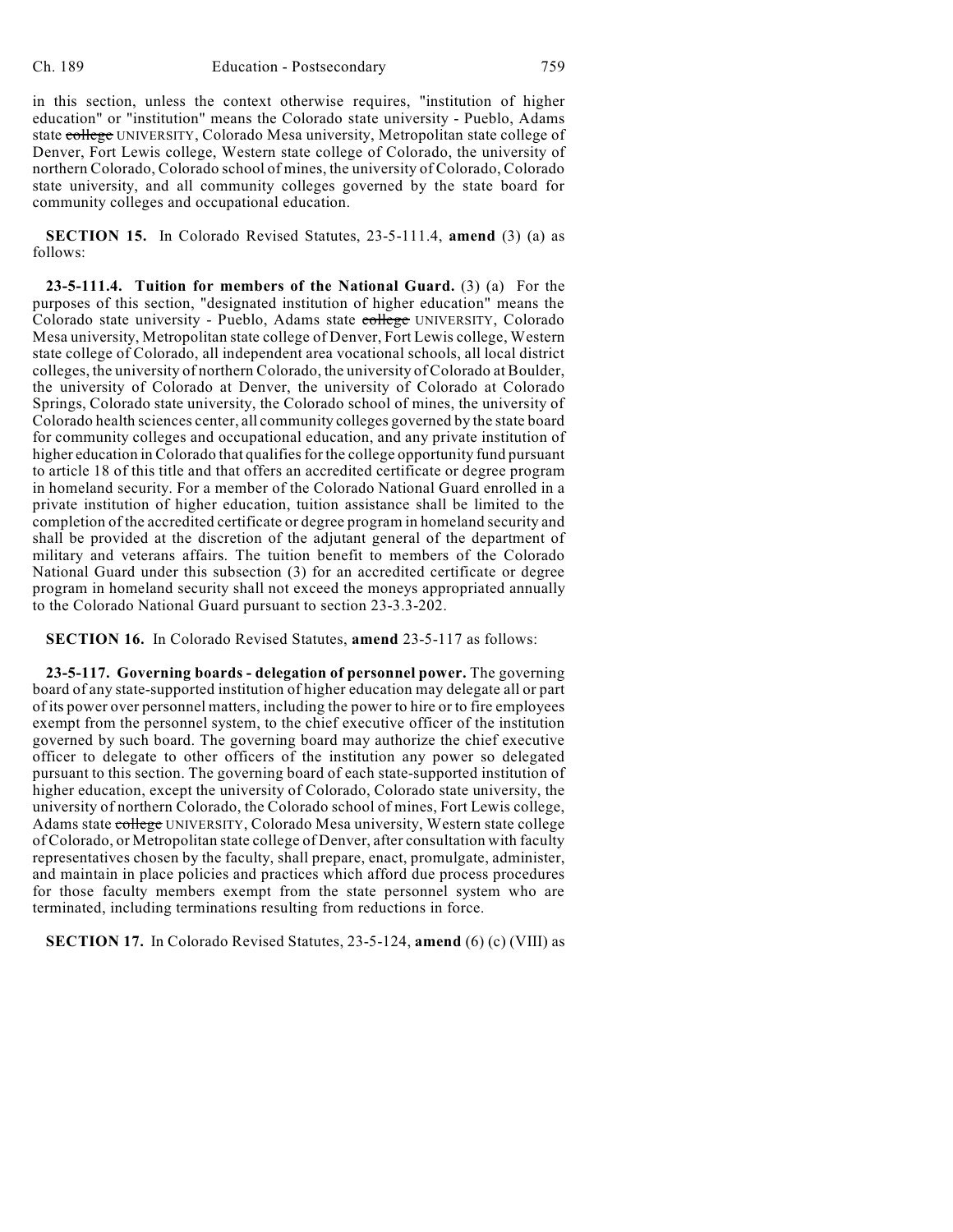in this section, unless the context otherwise requires, "institution of higher education" or "institution" means the Colorado state university - Pueblo, Adams state ~~college~~ UNIVERSITY, Colorado Mesa university, Metropolitan state college of Denver, Fort Lewis college, Western state college of Colorado, the university of northern Colorado, Colorado school of mines, the university of Colorado, Colorado state university, and all community colleges governed by the state board for community colleges and occupational education.

**SECTION 15.** In Colorado Revised Statutes, 23-5-111.4, **amend** (3) (a) as follows:

**23-5-111.4. Tuition for members of the National Guard.** (3) (a) For the purposes of this section, "designated institution of higher education" means the Colorado state university - Pueblo, Adams state ~~college~~ UNIVERSITY, Colorado Mesa university, Metropolitan state college of Denver, Fort Lewis college, Western state college of Colorado, all independent area vocational schools, all local district colleges, the university of northern Colorado, the university of Colorado at Boulder, the university of Colorado at Denver, the university of Colorado at Colorado Springs, Colorado state university, the Colorado school of mines, the university of Colorado health sciences center, all community colleges governed by the state board for community colleges and occupational education, and any private institution of higher education in Colorado that qualifies for the college opportunity fund pursuant to article 18 of this title and that offers an accredited certificate or degree program in homeland security. For a member of the Colorado National Guard enrolled in a private institution of higher education, tuition assistance shall be limited to the completion of the accredited certificate or degree program in homeland security and shall be provided at the discretion of the adjutant general of the department of military and veterans affairs. The tuition benefit to members of the Colorado National Guard under this subsection (3) for an accredited certificate or degree program in homeland security shall not exceed the moneys appropriated annually to the Colorado National Guard pursuant to section 23-3.3-202.

**SECTION 16.** In Colorado Revised Statutes, **amend** 23-5-117 as follows:

**23-5-117. Governing boards - delegation of personnel power.** The governing board of any state-supported institution of higher education may delegate all or part of its power over personnel matters, including the power to hire or to fire employees exempt from the personnel system, to the chief executive officer of the institution governed by such board. The governing board may authorize the chief executive officer to delegate to other officers of the institution any power so delegated pursuant to this section. The governing board of each state-supported institution of higher education, except the university of Colorado, Colorado state university, the university of northern Colorado, the Colorado school of mines, Fort Lewis college, Adams state ~~college~~ UNIVERSITY, Colorado Mesa university, Western state college of Colorado, or Metropolitan state college of Denver, after consultation with faculty representatives chosen by the faculty, shall prepare, enact, promulgate, administer, and maintain in place policies and practices which afford due process procedures for those faculty members exempt from the state personnel system who are terminated, including terminations resulting from reductions in force.

**SECTION 17.** In Colorado Revised Statutes, 23-5-124, **amend** (6) (c) (VIII) as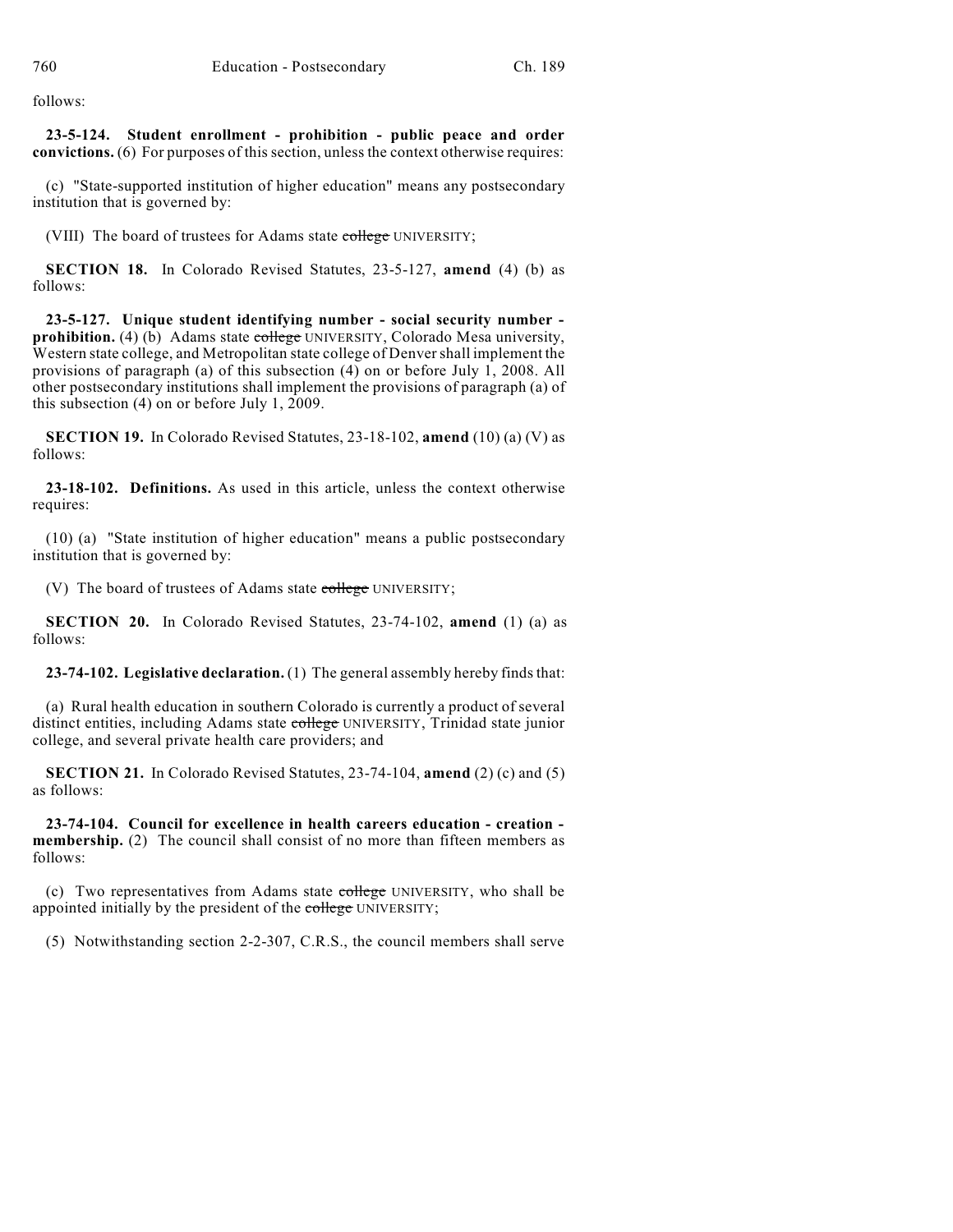follows:

**23-5-124. Student enrollment - prohibition - public peace and order convictions.** (6) For purposes of this section, unless the context otherwise requires:

(c) "State-supported institution of higher education" means any postsecondary institution that is governed by:

(VIII) The board of trustees for Adams state ~~college~~ UNIVERSITY;

**SECTION 18.** In Colorado Revised Statutes, 23-5-127, **amend** (4) (b) as follows:

**23-5-127. Unique student identifying number - social security number - prohibition.** (4) (b) Adams state ~~college~~ UNIVERSITY, Colorado Mesa university, Western state college, and Metropolitan state college of Denver shall implement the provisions of paragraph (a) of this subsection (4) on or before July 1, 2008. All other postsecondary institutions shall implement the provisions of paragraph (a) of this subsection (4) on or before July 1, 2009.

**SECTION 19.** In Colorado Revised Statutes, 23-18-102, **amend** (10) (a) (V) as follows:

**23-18-102. Definitions.** As used in this article, unless the context otherwise requires:

(10) (a) "State institution of higher education" means a public postsecondary institution that is governed by:

(V) The board of trustees of Adams state ~~college~~ UNIVERSITY;

**SECTION 20.** In Colorado Revised Statutes, 23-74-102, **amend** (1) (a) as follows:

**23-74-102. Legislative declaration.** (1) The general assembly hereby finds that:

(a) Rural health education in southern Colorado is currently a product of several distinct entities, including Adams state ~~college~~ UNIVERSITY, Trinidad state junior college, and several private health care providers; and

**SECTION 21.** In Colorado Revised Statutes, 23-74-104, **amend** (2) (c) and (5) as follows:

**23-74-104. Council for excellence in health careers education - creation - membership.** (2) The council shall consist of no more than fifteen members as follows:

(c) Two representatives from Adams state ~~college~~ UNIVERSITY, who shall be appointed initially by the president of the ~~college~~ UNIVERSITY;

(5) Notwithstanding section 2-2-307, C.R.S., the council members shall serve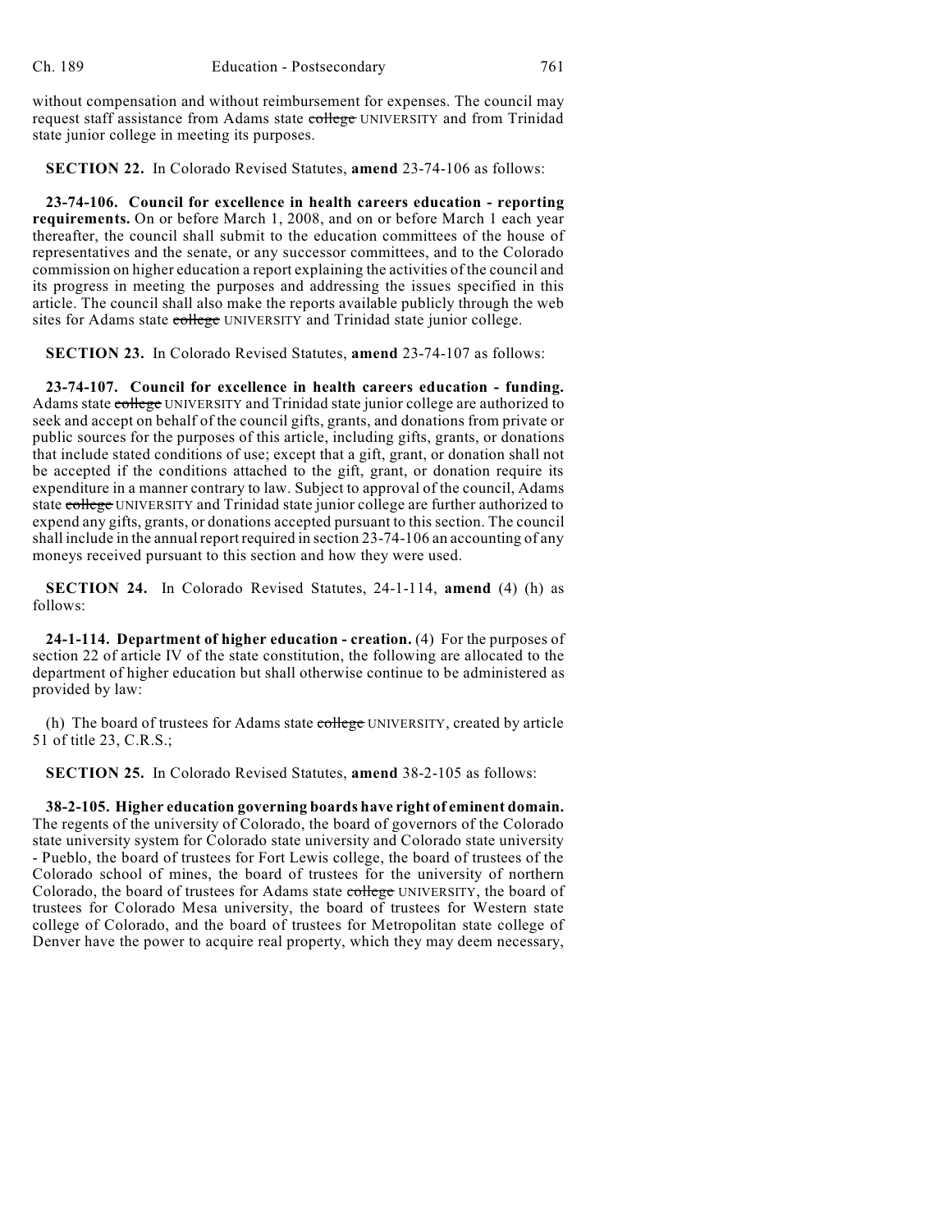without compensation and without reimbursement for expenses. The council may request staff assistance from Adams state ~~college~~ UNIVERSITY and from Trinidad state junior college in meeting its purposes.

**SECTION 22.** In Colorado Revised Statutes, **amend** 23-74-106 as follows:

**23-74-106. Council for excellence in health careers education - reporting requirements.** On or before March 1, 2008, and on or before March 1 each year thereafter, the council shall submit to the education committees of the house of representatives and the senate, or any successor committees, and to the Colorado commission on higher education a report explaining the activities of the council and its progress in meeting the purposes and addressing the issues specified in this article. The council shall also make the reports available publicly through the web sites for Adams state ~~college~~ UNIVERSITY and Trinidad state junior college.

**SECTION 23.** In Colorado Revised Statutes, **amend** 23-74-107 as follows:

**23-74-107. Council for excellence in health careers education - funding.** Adams state ~~college~~ UNIVERSITY and Trinidad state junior college are authorized to seek and accept on behalf of the council gifts, grants, and donations from private or public sources for the purposes of this article, including gifts, grants, or donations that include stated conditions of use; except that a gift, grant, or donation shall not be accepted if the conditions attached to the gift, grant, or donation require its expenditure in a manner contrary to law. Subject to approval of the council, Adams state ~~college~~ UNIVERSITY and Trinidad state junior college are further authorized to expend any gifts, grants, or donations accepted pursuant to this section. The council shall include in the annual report required in section 23-74-106 an accounting of any moneys received pursuant to this section and how they were used.

**SECTION 24.** In Colorado Revised Statutes, 24-1-114, **amend** (4) (h) as follows:

**24-1-114. Department of higher education - creation.** (4) For the purposes of section 22 of article IV of the state constitution, the following are allocated to the department of higher education but shall otherwise continue to be administered as provided by law:

(h) The board of trustees for Adams state ~~college~~ UNIVERSITY, created by article 51 of title 23, C.R.S.;

**SECTION 25.** In Colorado Revised Statutes, **amend** 38-2-105 as follows:

**38-2-105. Higher education governing boards have right of eminent domain.** The regents of the university of Colorado, the board of governors of the Colorado state university system for Colorado state university and Colorado state university - Pueblo, the board of trustees for Fort Lewis college, the board of trustees of the Colorado school of mines, the board of trustees for the university of northern Colorado, the board of trustees for Adams state ~~college~~ UNIVERSITY, the board of trustees for Colorado Mesa university, the board of trustees for Western state college of Colorado, and the board of trustees for Metropolitan state college of Denver have the power to acquire real property, which they may deem necessary,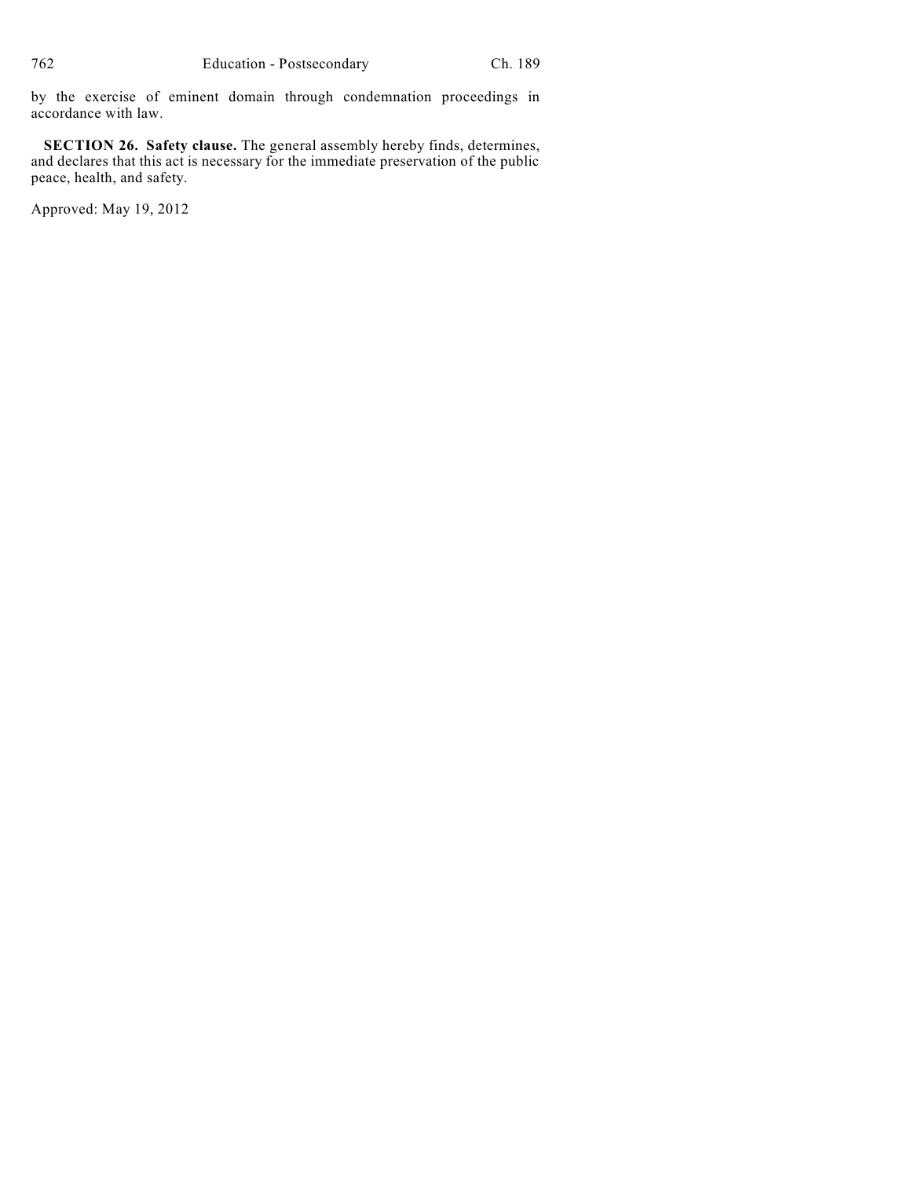by the exercise of eminent domain through condemnation proceedings in accordance with law.

**SECTION 26. Safety clause.** The general assembly hereby finds, determines, and declares that this act is necessary for the immediate preservation of the public peace, health, and safety.

Approved: May 19, 2012